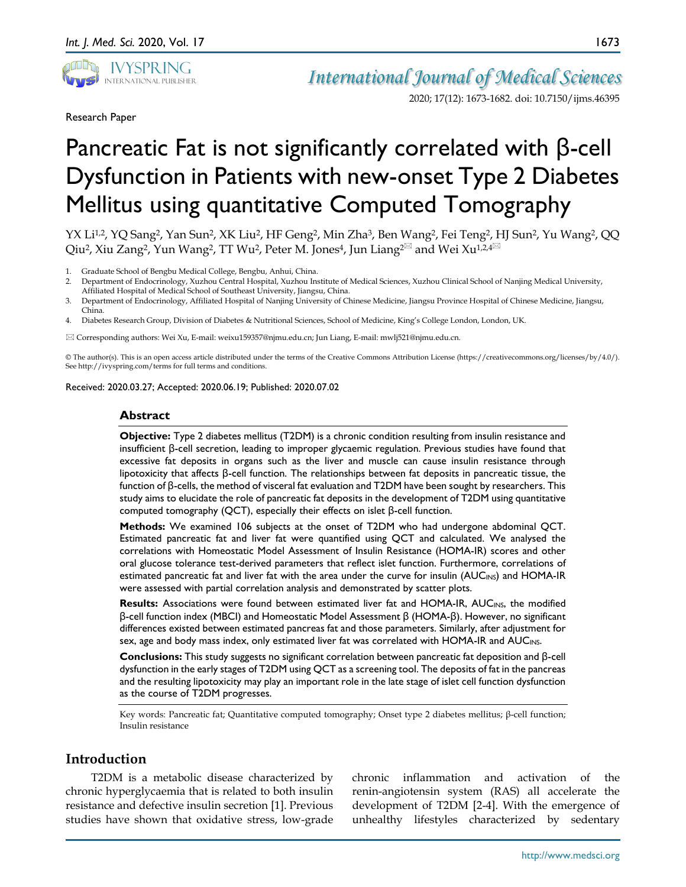Research Paper

# Pancreatic Fat is not significantly correlated with β-cell Dysfunction in Patients with new-onset Type 2 Diabetes Mellitus using quantitative Computed Tomography

YX Li[1,2], YQ Sang[2], Yan Sun[2], XK Liu[2], HF Geng[2], Min Zha[3], Ben Wang[2], Fei Teng[2], HJ Sun[2], Yu Wang[2], QQ Qiu[2], Xiu Zang[2], Yun Wang[2], TT Wu[2], Peter M. Jones[4], Jun Liang[2]✉ and Wei Xu[1,2,4]✉

1. Graduate School of Bengbu Medical College, Bengbu, Anhui, China.
2. Department of Endocrinology, Xuzhou Central Hospital, Xuzhou Institute of Medical Sciences, Xuzhou Clinical School of Nanjing Medical University, Affiliated Hospital of Medical School of Southeast University, Jiangsu, China.
3. Department of Endocrinology, Affiliated Hospital of Nanjing University of Chinese Medicine, Jiangsu Province Hospital of Chinese Medicine, Jiangsu, China.
4. Diabetes Research Group, Division of Diabetes & Nutritional Sciences, School of Medicine, King's College London, London, UK.

✉ Corresponding authors: Wei Xu, E-mail: weixu159357@njmu.edu.cn; Jun Liang, E-mail: mwlj521@njmu.edu.cn.

© The author(s). This is an open access article distributed under the terms of the Creative Commons Attribution License (https://creativecommons.org/licenses/by/4.0/). See http://ivyspring.com/terms for full terms and conditions.

Received: 2020.03.27; Accepted: 2020.06.19; Published: 2020.07.02

## Abstract

**Objective:** Type 2 diabetes mellitus (T2DM) is a chronic condition resulting from insulin resistance and insufficient β-cell secretion, leading to improper glycaemic regulation. Previous studies have found that excessive fat deposits in organs such as the liver and muscle can cause insulin resistance through lipotoxicity that affects β-cell function. The relationships between fat deposits in pancreatic tissue, the function of β-cells, the method of visceral fat evaluation and T2DM have been sought by researchers. This study aims to elucidate the role of pancreatic fat deposits in the development of T2DM using quantitative computed tomography (QCT), especially their effects on islet β-cell function.

**Methods:** We examined 106 subjects at the onset of T2DM who had undergone abdominal QCT. Estimated pancreatic fat and liver fat were quantified using QCT and calculated. We analysed the correlations with Homeostatic Model Assessment of Insulin Resistance (HOMA-IR) scores and other oral glucose tolerance test-derived parameters that reflect islet function. Furthermore, correlations of estimated pancreatic fat and liver fat with the area under the curve for insulin ($AUC_{INS}$) and HOMA-IR were assessed with partial correlation analysis and demonstrated by scatter plots.

**Results:** Associations were found between estimated liver fat and HOMA-IR, $AUC_{INS}$, the modified β-cell function index (MBCI) and Homeostatic Model Assessment β (HOMA-β). However, no significant differences existed between estimated pancreas fat and those parameters. Similarly, after adjustment for sex, age and body mass index, only estimated liver fat was correlated with HOMA-IR and $AUC_{INS}$.

**Conclusions:** This study suggests no significant correlation between pancreatic fat deposition and β-cell dysfunction in the early stages of T2DM using QCT as a screening tool. The deposits of fat in the pancreas and the resulting lipotoxicity may play an important role in the late stage of islet cell function dysfunction as the course of T2DM progresses.

Key words: Pancreatic fat; Quantitative computed tomography; Onset type 2 diabetes mellitus; β-cell function; Insulin resistance

## Introduction

T2DM is a metabolic disease characterized by chronic hyperglycaemia that is related to both insulin resistance and defective insulin secretion [1]. Previous studies have shown that oxidative stress, low-grade chronic inflammation and activation of the renin-angiotensin system (RAS) all accelerate the development of T2DM [2-4]. With the emergence of unhealthy lifestyles characterized by sedentary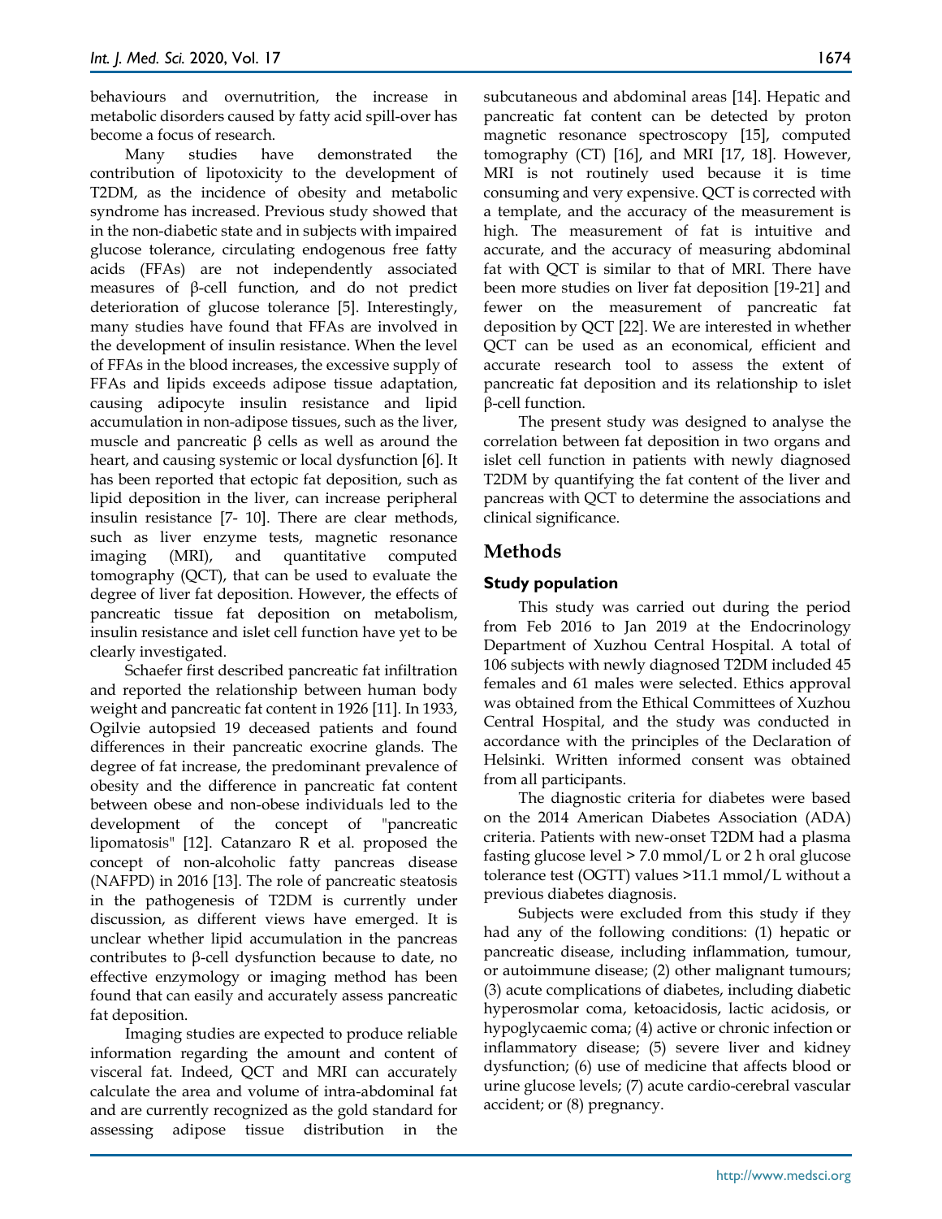behaviours and overnutrition, the increase in metabolic disorders caused by fatty acid spill-over has become a focus of research.

Many studies have demonstrated the contribution of lipotoxicity to the development of T2DM, as the incidence of obesity and metabolic syndrome has increased. Previous study showed that in the non-diabetic state and in subjects with impaired glucose tolerance, circulating endogenous free fatty acids (FFAs) are not independently associated measures of β-cell function, and do not predict deterioration of glucose tolerance [5]. Interestingly, many studies have found that FFAs are involved in the development of insulin resistance. When the level of FFAs in the blood increases, the excessive supply of FFAs and lipids exceeds adipose tissue adaptation, causing adipocyte insulin resistance and lipid accumulation in non-adipose tissues, such as the liver, muscle and pancreatic β cells as well as around the heart, and causing systemic or local dysfunction [6]. It has been reported that ectopic fat deposition, such as lipid deposition in the liver, can increase peripheral insulin resistance [7- 10]. There are clear methods, such as liver enzyme tests, magnetic resonance imaging (MRI), and quantitative computed tomography (QCT), that can be used to evaluate the degree of liver fat deposition. However, the effects of pancreatic tissue fat deposition on metabolism, insulin resistance and islet cell function have yet to be clearly investigated.

Schaefer first described pancreatic fat infiltration and reported the relationship between human body weight and pancreatic fat content in 1926 [11]. In 1933, Ogilvie autopsied 19 deceased patients and found differences in their pancreatic exocrine glands. The degree of fat increase, the predominant prevalence of obesity and the difference in pancreatic fat content between obese and non-obese individuals led to the development of the concept of "pancreatic lipomatosis" [12]. Catanzaro R et al. proposed the concept of non-alcoholic fatty pancreas disease (NAFPD) in 2016 [13]. The role of pancreatic steatosis in the pathogenesis of T2DM is currently under discussion, as different views have emerged. It is unclear whether lipid accumulation in the pancreas contributes to β-cell dysfunction because to date, no effective enzymology or imaging method has been found that can easily and accurately assess pancreatic fat deposition.

Imaging studies are expected to produce reliable information regarding the amount and content of visceral fat. Indeed, QCT and MRI can accurately calculate the area and volume of intra-abdominal fat and are currently recognized as the gold standard for assessing adipose tissue distribution in the subcutaneous and abdominal areas [14]. Hepatic and pancreatic fat content can be detected by proton magnetic resonance spectroscopy [15], computed tomography (CT) [16], and MRI [17, 18]. However, MRI is not routinely used because it is time consuming and very expensive. QCT is corrected with a template, and the accuracy of the measurement is high. The measurement of fat is intuitive and accurate, and the accuracy of measuring abdominal fat with QCT is similar to that of MRI. There have been more studies on liver fat deposition [19-21] and fewer on the measurement of pancreatic fat deposition by QCT [22]. We are interested in whether QCT can be used as an economical, efficient and accurate research tool to assess the extent of pancreatic fat deposition and its relationship to islet β-cell function.

The present study was designed to analyse the correlation between fat deposition in two organs and islet cell function in patients with newly diagnosed T2DM by quantifying the fat content of the liver and pancreas with QCT to determine the associations and clinical significance.

## Methods

### Study population

This study was carried out during the period from Feb 2016 to Jan 2019 at the Endocrinology Department of Xuzhou Central Hospital. A total of 106 subjects with newly diagnosed T2DM included 45 females and 61 males were selected. Ethics approval was obtained from the Ethical Committees of Xuzhou Central Hospital, and the study was conducted in accordance with the principles of the Declaration of Helsinki. Written informed consent was obtained from all participants.

The diagnostic criteria for diabetes were based on the 2014 American Diabetes Association (ADA) criteria. Patients with new-onset T2DM had a plasma fasting glucose level > 7.0 mmol/L or 2 h oral glucose tolerance test (OGTT) values >11.1 mmol/L without a previous diabetes diagnosis.

Subjects were excluded from this study if they had any of the following conditions: (1) hepatic or pancreatic disease, including inflammation, tumour, or autoimmune disease; (2) other malignant tumours; (3) acute complications of diabetes, including diabetic hyperosmolar coma, ketoacidosis, lactic acidosis, or hypoglycaemic coma; (4) active or chronic infection or inflammatory disease; (5) severe liver and kidney dysfunction; (6) use of medicine that affects blood or urine glucose levels; (7) acute cardio-cerebral vascular accident; or (8) pregnancy.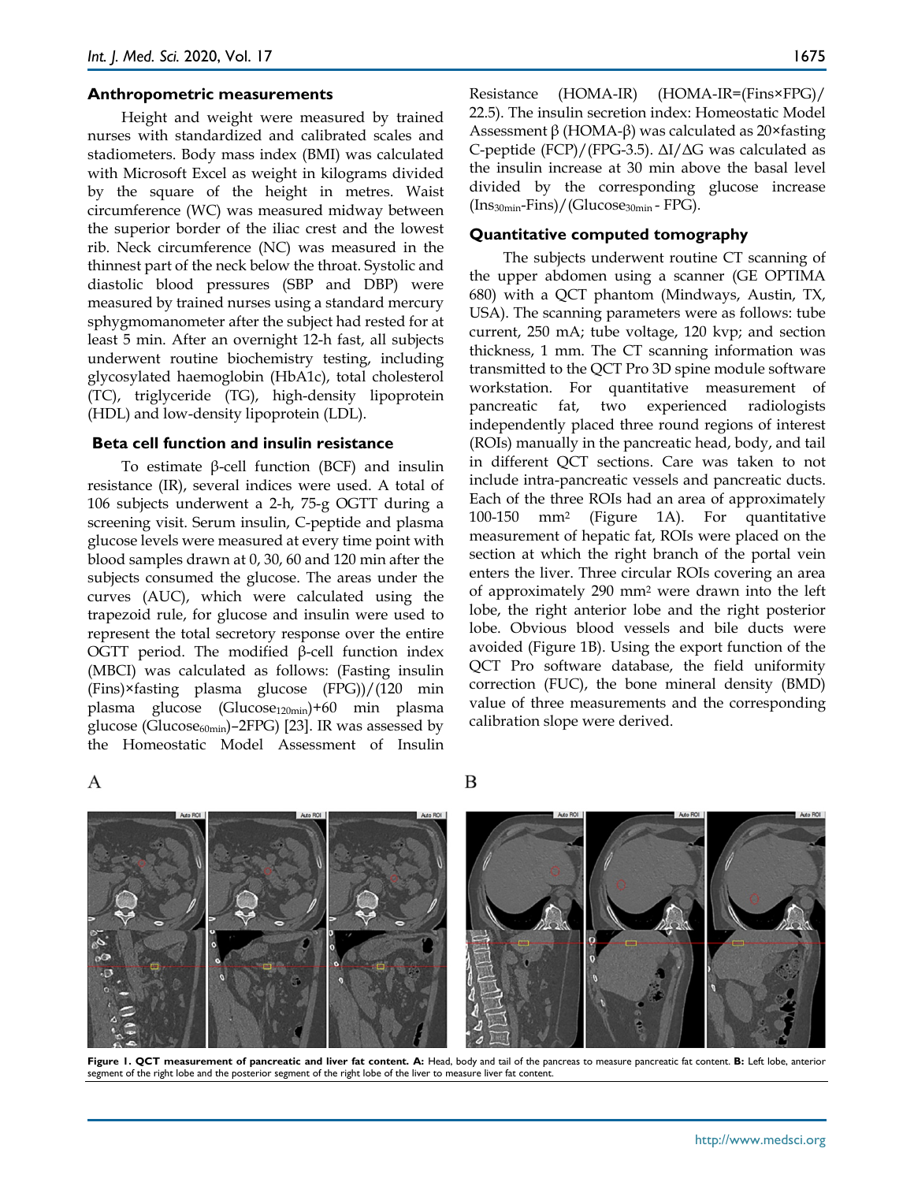### Anthropometric measurements

Height and weight were measured by trained nurses with standardized and calibrated scales and stadiometers. Body mass index (BMI) was calculated with Microsoft Excel as weight in kilograms divided by the square of the height in metres. Waist circumference (WC) was measured midway between the superior border of the iliac crest and the lowest rib. Neck circumference (NC) was measured in the thinnest part of the neck below the throat. Systolic and diastolic blood pressures (SBP and DBP) were measured by trained nurses using a standard mercury sphygmomanometer after the subject had rested for at least 5 min. After an overnight 12-h fast, all subjects underwent routine biochemistry testing, including glycosylated haemoglobin (HbA1c), total cholesterol (TC), triglyceride (TG), high-density lipoprotein (HDL) and low-density lipoprotein (LDL).

### Beta cell function and insulin resistance

To estimate β-cell function (BCF) and insulin resistance (IR), several indices were used. A total of 106 subjects underwent a 2-h, 75-g OGTT during a screening visit. Serum insulin, C-peptide and plasma glucose levels were measured at every time point with blood samples drawn at 0, 30, 60 and 120 min after the subjects consumed the glucose. The areas under the curves (AUC), which were calculated using the trapezoid rule, for glucose and insulin were used to represent the total secretory response over the entire OGTT period. The modified β-cell function index (MBCI) was calculated as follows: (Fasting insulin (Fins)×fasting plasma glucose (FPG))/(120 min plasma glucose ($Glucose_{120min}$)+60 min plasma glucose ($Glucose_{60min}$)–2FPG) [23]. IR was assessed by the Homeostatic Model Assessment of Insulin Resistance (HOMA-IR) (HOMA-IR=(Fins×FPG)/ 22.5). The insulin secretion index: Homeostatic Model Assessment β (HOMA-β) was calculated as 20×fasting C-peptide (FCP)/(FPG-3.5). ΔI/ΔG was calculated as the insulin increase at 30 min above the basal level divided by the corresponding glucose increase ($Ins_{30min}$-Fins)/($Glucose_{30min}$ - FPG).

### Quantitative computed tomography

The subjects underwent routine CT scanning of the upper abdomen using a scanner (GE OPTIMA 680) with a QCT phantom (Mindways, Austin, TX, USA). The scanning parameters were as follows: tube current, 250 mA; tube voltage, 120 kvp; and section thickness, 1 mm. The CT scanning information was transmitted to the QCT Pro 3D spine module software workstation. For quantitative measurement of pancreatic fat, two experienced radiologists independently placed three round regions of interest (ROIs) manually in the pancreatic head, body, and tail in different QCT sections. Care was taken to not include intra-pancreatic vessels and pancreatic ducts. Each of the three ROIs had an area of approximately 100-150 $mm^2$ (Figure 1A). For quantitative measurement of hepatic fat, ROIs were placed on the section at which the right branch of the portal vein enters the liver. Three circular ROIs covering an area of approximately 290 $mm^2$ were drawn into the left lobe, the right anterior lobe and the right posterior lobe. Obvious blood vessels and bile ducts were avoided (Figure 1B). Using the export function of the QCT Pro software database, the field uniformity correction (FUC), the bone mineral density (BMD) value of three measurements and the corresponding calibration slope were derived.

**Figure 1. QCT measurement of pancreatic and liver fat content. A:** Head, body and tail of the pancreas to measure pancreatic fat content. **B:** Left lobe, anterior segment of the right lobe and the posterior segment of the right lobe of the liver to measure liver fat content.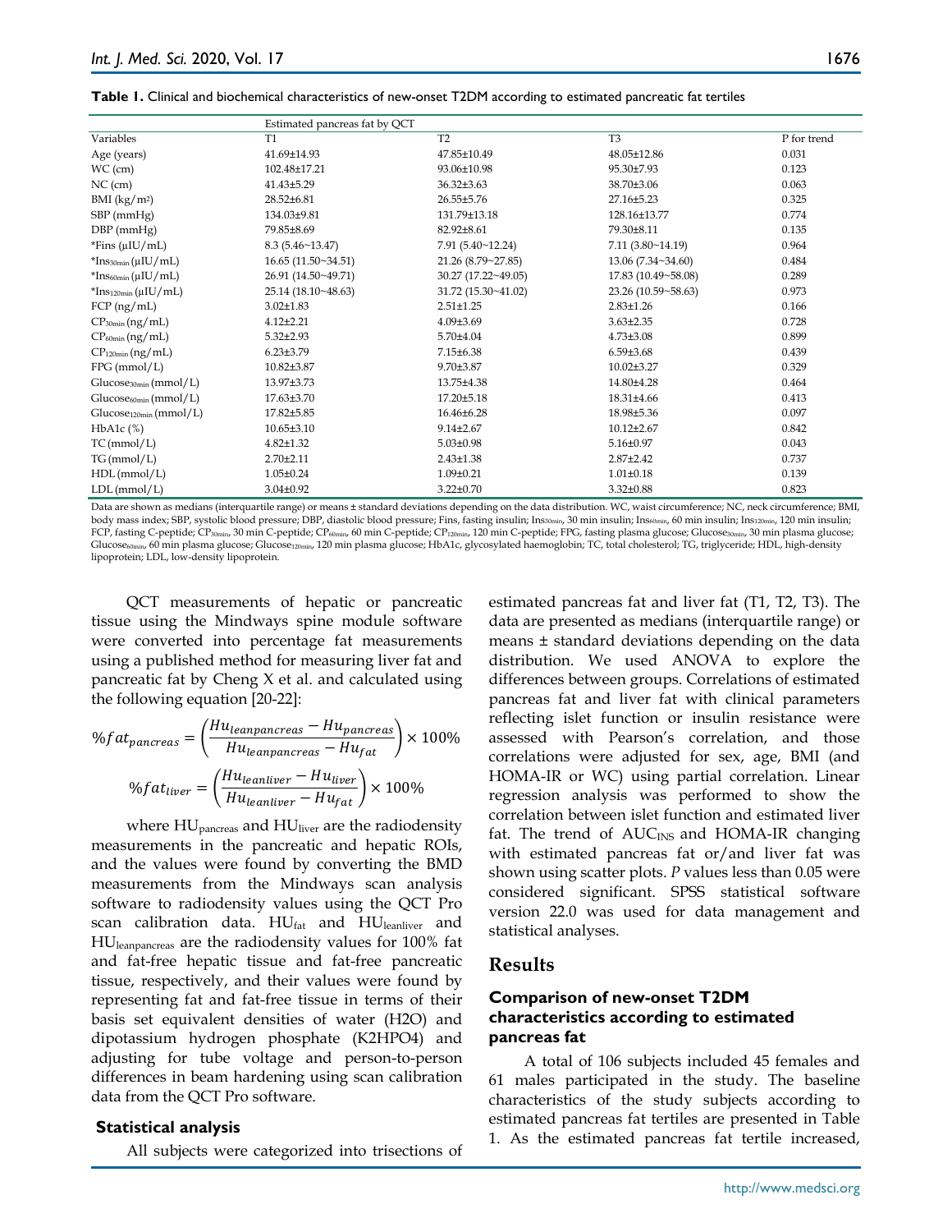**Table 1.** Clinical and biochemical characteristics of new-onset T2DM according to estimated pancreatic fat tertiles

| | Estimated pancreas fat by QCT | | | |
|---|---|---|---|---|
| Variables | T1 | T2 | T3 | P for trend |
| Age (years) | 41.69±14.93 | 47.85±10.49 | 48.05±12.86 | 0.031 |
| WC (cm) | 102.48±17.21 | 93.06±10.98 | 95.30±7.93 | 0.123 |
| NC (cm) | 41.43±5.29 | 36.32±3.63 | 38.70±3.06 | 0.063 |
| BMI (kg/m²) | 28.52±6.81 | 26.55±5.76 | 27.16±5.23 | 0.325 |
| SBP (mmHg) | 134.03±9.81 | 131.79±13.18 | 128.16±13.77 | 0.774 |
| DBP (mmHg) | 79.85±8.69 | 82.92±8.61 | 79.30±8.11 | 0.135 |
| *Fins (μIU/mL) | 8.3 (5.46~13.47) | 7.91 (5.40~12.24) | 7.11 (3.80~14.19) | 0.964 |
| *$Ins_{30min}$ (μIU/mL) | 16.65 (11.50~34.51) | 21.26 (8.79~27.85) | 13.06 (7.34~34.60) | 0.484 |
| *$Ins_{60min}$ (μIU/mL) | 26.91 (14.50~49.71) | 30.27 (17.22~49.05) | 17.83 (10.49~58.08) | 0.289 |
| *$Ins_{120min}$ (μIU/mL) | 25.14 (18.10~48.63) | 31.72 (15.30~41.02) | 23.26 (10.59~58.63) | 0.973 |
| FCP (ng/mL) | 3.02±1.83 | 2.51±1.25 | 2.83±1.26 | 0.166 |
| $CP_{30min}$ (ng/mL) | 4.12±2.21 | 4.09±3.69 | 3.63±2.35 | 0.728 |
| $CP_{60min}$ (ng/mL) | 5.32±2.93 | 5.70±4.04 | 4.73±3.08 | 0.899 |
| $CP_{120min}$ (ng/mL) | 6.23±3.79 | 7.15±6.38 | 6.59±3.68 | 0.439 |
| FPG (mmol/L) | 10.82±3.87 | 9.70±3.87 | 10.02±3.27 | 0.329 |
| $Glucose_{30min}$ (mmol/L) | 13.97±3.73 | 13.75±4.38 | 14.80±4.28 | 0.464 |
| $Glucose_{60min}$ (mmol/L) | 17.63±3.70 | 17.20±5.18 | 18.31±4.66 | 0.413 |
| $Glucose_{120min}$ (mmol/L) | 17.82±5.85 | 16.46±6.28 | 18.98±5.36 | 0.097 |
| HbA1c (%) | 10.65±3.10 | 9.14±2.67 | 10.12±2.67 | 0.842 |
| TC (mmol/L) | 4.82±1.32 | 5.03±0.98 | 5.16±0.97 | 0.043 |
| TG (mmol/L) | 2.70±2.11 | 2.43±1.38 | 2.87±2.42 | 0.737 |
| HDL (mmol/L) | 1.05±0.24 | 1.09±0.21 | 1.01±0.18 | 0.139 |
| LDL (mmol/L) | 3.04±0.92 | 3.22±0.70 | 3.32±0.88 | 0.823 |

Data are shown as medians (interquartile range) or means ± standard deviations depending on the data distribution. WC, waist circumference; NC, neck circumference; BMI, body mass index; SBP, systolic blood pressure; DBP, diastolic blood pressure; Fins, fasting insulin; $Ins_{30min}$, 30 min insulin; $Ins_{60min}$, 60 min insulin; $Ins_{120min}$, 120 min insulin; FCP, fasting C-peptide; $CP_{30min}$, 30 min C-peptide; $CP_{60min}$, 60 min C-peptide; $CP_{120min}$, 120 min C-peptide; FPG, fasting plasma glucose; $Glucose_{30min}$, 30 min plasma glucose; $Glucose_{60min}$, 60 min plasma glucose; $Glucose_{120min}$, 120 min plasma glucose; HbA1c, glycosylated haemoglobin; TC, total cholesterol; TG, triglyceride; HDL, high-density lipoprotein; LDL, low-density lipoprotein.

QCT measurements of hepatic or pancreatic tissue using the Mindways spine module software were converted into percentage fat measurements using a published method for measuring liver fat and pancreatic fat by Cheng X et al. and calculated using the following equation [20-22]:

$$\%fat_{pancreas} = \left(\frac{Hu_{leanpancreas} - Hu_{pancreas}}{Hu_{leanpancreas} - Hu_{fat}}\right) \times 100\%$$

$$\%fat_{liver} = \left(\frac{Hu_{leanliver} - Hu_{liver}}{Hu_{leanliver} - Hu_{fat}}\right) \times 100\%$$

where $HU_{pancreas}$ and $HU_{liver}$ are the radiodensity measurements in the pancreatic and hepatic ROIs, and the values were found by converting the BMD measurements from the Mindways scan analysis software to radiodensity values using the QCT Pro scan calibration data. $HU_{fat}$ and $HU_{leanliver}$ and $HU_{leanpancreas}$ are the radiodensity values for 100% fat and fat-free hepatic tissue and fat-free pancreatic tissue, respectively, and their values were found by representing fat and fat-free tissue in terms of their basis set equivalent densities of water (H2O) and dipotassium hydrogen phosphate (K2HPO4) and adjusting for tube voltage and person-to-person differences in beam hardening using scan calibration data from the QCT Pro software.

### Statistical analysis

All subjects were categorized into trisections of estimated pancreas fat and liver fat (T1, T2, T3). The data are presented as medians (interquartile range) or means ± standard deviations depending on the data distribution. We used ANOVA to explore the differences between groups. Correlations of estimated pancreas fat and liver fat with clinical parameters reflecting islet function or insulin resistance were assessed with Pearson's correlation, and those correlations were adjusted for sex, age, BMI (and HOMA-IR or WC) using partial correlation. Linear regression analysis was performed to show the correlation between islet function and estimated liver fat. The trend of $AUC_{INS}$ and HOMA-IR changing with estimated pancreas fat or/and liver fat was shown using scatter plots. *P* values less than 0.05 were considered significant. SPSS statistical software version 22.0 was used for data management and statistical analyses.

## Results

### Comparison of new-onset T2DM characteristics according to estimated pancreas fat

A total of 106 subjects included 45 females and 61 males participated in the study. The baseline characteristics of the study subjects according to estimated pancreas fat tertiles are presented in Table 1. As the estimated pancreas fat tertile increased,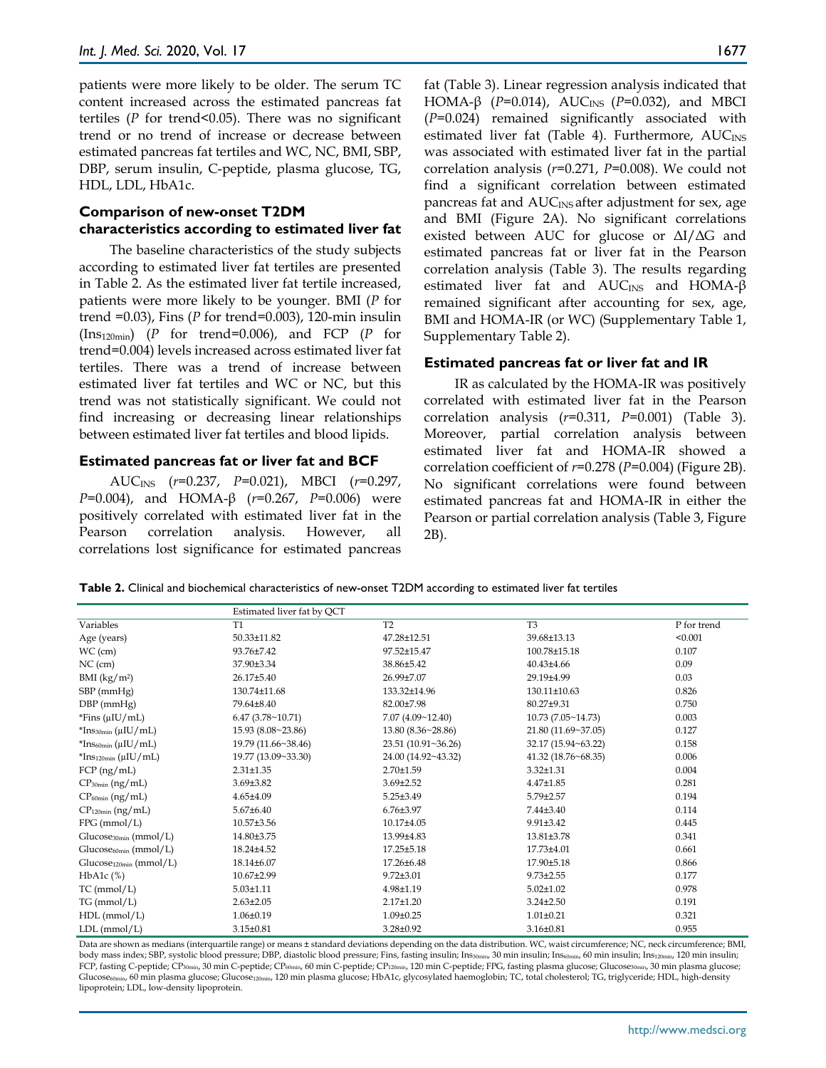patients were more likely to be older. The serum TC content increased across the estimated pancreas fat tertiles (*P* for trend<0.05). There was no significant trend or no trend of increase or decrease between estimated pancreas fat tertiles and WC, NC, BMI, SBP, DBP, serum insulin, C-peptide, plasma glucose, TG, HDL, LDL, HbA1c.

### Comparison of new-onset T2DM characteristics according to estimated liver fat

The baseline characteristics of the study subjects according to estimated liver fat tertiles are presented in Table 2. As the estimated liver fat tertile increased, patients were more likely to be younger. BMI (*P* for trend =0.03), Fins (*P* for trend=0.003), 120-min insulin ($Ins_{120min}$) (*P* for trend=0.006), and FCP (*P* for trend=0.004) levels increased across estimated liver fat tertiles. There was a trend of increase between estimated liver fat tertiles and WC or NC, but this trend was not statistically significant. We could not find increasing or decreasing linear relationships between estimated liver fat tertiles and blood lipids.

### Estimated pancreas fat or liver fat and BCF

$AUC_{INS}$ (*r*=0.237, *P*=0.021), MBCI (*r*=0.297, *P*=0.004), and HOMA-β (*r*=0.267, *P*=0.006) were positively correlated with estimated liver fat in the Pearson correlation analysis. However, all correlations lost significance for estimated pancreas fat (Table 3). Linear regression analysis indicated that HOMA-β (*P*=0.014), $AUC_{INS}$ (*P*=0.032), and MBCI (*P*=0.024) remained significantly associated with estimated liver fat (Table 4). Furthermore, $AUC_{INS}$ was associated with estimated liver fat in the partial correlation analysis (*r*=0.271, *P*=0.008). We could not find a significant correlation between estimated pancreas fat and $AUC_{INS}$ after adjustment for sex, age and BMI (Figure 2A). No significant correlations existed between AUC for glucose or ΔI/ΔG and estimated pancreas fat or liver fat in the Pearson correlation analysis (Table 3). The results regarding estimated liver fat and $AUC_{INS}$ and HOMA-β remained significant after accounting for sex, age, BMI and HOMA-IR (or WC) (Supplementary Table 1, Supplementary Table 2).

### Estimated pancreas fat or liver fat and IR

IR as calculated by the HOMA-IR was positively correlated with estimated liver fat in the Pearson correlation analysis (*r*=0.311, *P*=0.001) (Table 3). Moreover, partial correlation analysis between estimated liver fat and HOMA-IR showed a correlation coefficient of *r*=0.278 (*P*=0.004) (Figure 2B). No significant correlations were found between estimated pancreas fat and HOMA-IR in either the Pearson or partial correlation analysis (Table 3, Figure 2B).

**Table 2.** Clinical and biochemical characteristics of new-onset T2DM according to estimated liver fat tertiles

| | Estimated liver fat by QCT | | | |
|---|---|---|---|---|
| Variables | T1 | T2 | T3 | P for trend |
| Age (years) | 50.33±11.82 | 47.28±12.51 | 39.68±13.13 | <0.001 |
| WC (cm) | 93.76±7.42 | 97.52±15.47 | 100.78±15.18 | 0.107 |
| NC (cm) | 37.90±3.34 | 38.86±5.42 | 40.43±4.66 | 0.09 |
| BMI (kg/m²) | 26.17±5.40 | 26.99±7.07 | 29.19±4.99 | 0.03 |
| SBP (mmHg) | 130.74±11.68 | 133.32±14.96 | 130.11±10.63 | 0.826 |
| DBP (mmHg) | 79.64±8.40 | 82.00±7.98 | 80.27±9.31 | 0.750 |
| *Fins (μIU/mL) | 6.47 (3.78~10.71) | 7.07 (4.09~12.40) | 10.73 (7.05~14.73) | 0.003 |
| *$Ins_{30min}$ (μIU/mL) | 15.93 (8.08~23.86) | 13.80 (8.36~28.86) | 21.80 (11.69~37.05) | 0.127 |
| *$Ins_{60min}$ (μIU/mL) | 19.79 (11.66~38.46) | 23.51 (10.91~36.26) | 32.17 (15.94~63.22) | 0.158 |
| *$Ins_{120min}$ (μIU/mL) | 19.77 (13.09~33.30) | 24.00 (14.92~43.32) | 41.32 (18.76~68.35) | 0.006 |
| FCP (ng/mL) | 2.31±1.35 | 2.70±1.59 | 3.32±1.31 | 0.004 |
| $CP_{30min}$ (ng/mL) | 3.69±3.82 | 3.69±2.52 | 4.47±1.85 | 0.281 |
| $CP_{60min}$ (ng/mL) | 4.65±4.09 | 5.25±3.49 | 5.79±2.57 | 0.194 |
| $CP_{120min}$ (ng/mL) | 5.67±6.40 | 6.76±3.97 | 7.44±3.40 | 0.114 |
| FPG (mmol/L) | 10.57±3.56 | 10.17±4.05 | 9.91±3.42 | 0.445 |
| $Glucose_{30min}$ (mmol/L) | 14.80±3.75 | 13.99±4.83 | 13.81±3.78 | 0.341 |
| $Glucose_{60min}$ (mmol/L) | 18.24±4.52 | 17.25±5.18 | 17.73±4.01 | 0.661 |
| $Glucose_{120min}$ (mmol/L) | 18.14±6.07 | 17.26±6.48 | 17.90±5.18 | 0.866 |
| HbA1c (%) | 10.67±2.99 | 9.72±3.01 | 9.73±2.55 | 0.177 |
| TC (mmol/L) | 5.03±1.11 | 4.98±1.19 | 5.02±1.02 | 0.978 |
| TG (mmol/L) | 2.63±2.05 | 2.17±1.20 | 3.24±2.50 | 0.191 |
| HDL (mmol/L) | 1.06±0.19 | 1.09±0.25 | 1.01±0.21 | 0.321 |
| LDL (mmol/L) | 3.15±0.81 | 3.28±0.92 | 3.16±0.81 | 0.955 |

Data are shown as medians (interquartile range) or means ± standard deviations depending on the data distribution. WC, waist circumference; NC, neck circumference; BMI, body mass index; SBP, systolic blood pressure; DBP, diastolic blood pressure; Fins, fasting insulin; $Ins_{30min}$, 30 min insulin; $Ins_{60min}$, 60 min insulin; $Ins_{120min}$, 120 min insulin; FCP, fasting C-peptide; $CP_{30min}$, 30 min C-peptide; $CP_{60min}$, 60 min C-peptide; $CP_{120min}$, 120 min C-peptide; FPG, fasting plasma glucose; $Glucose_{30min}$, 30 min plasma glucose; $Glucose_{60min}$, 60 min plasma glucose; $Glucose_{120min}$, 120 min plasma glucose; HbA1c, glycosylated haemoglobin; TC, total cholesterol; TG, triglyceride; HDL, high-density lipoprotein; LDL, low-density lipoprotein.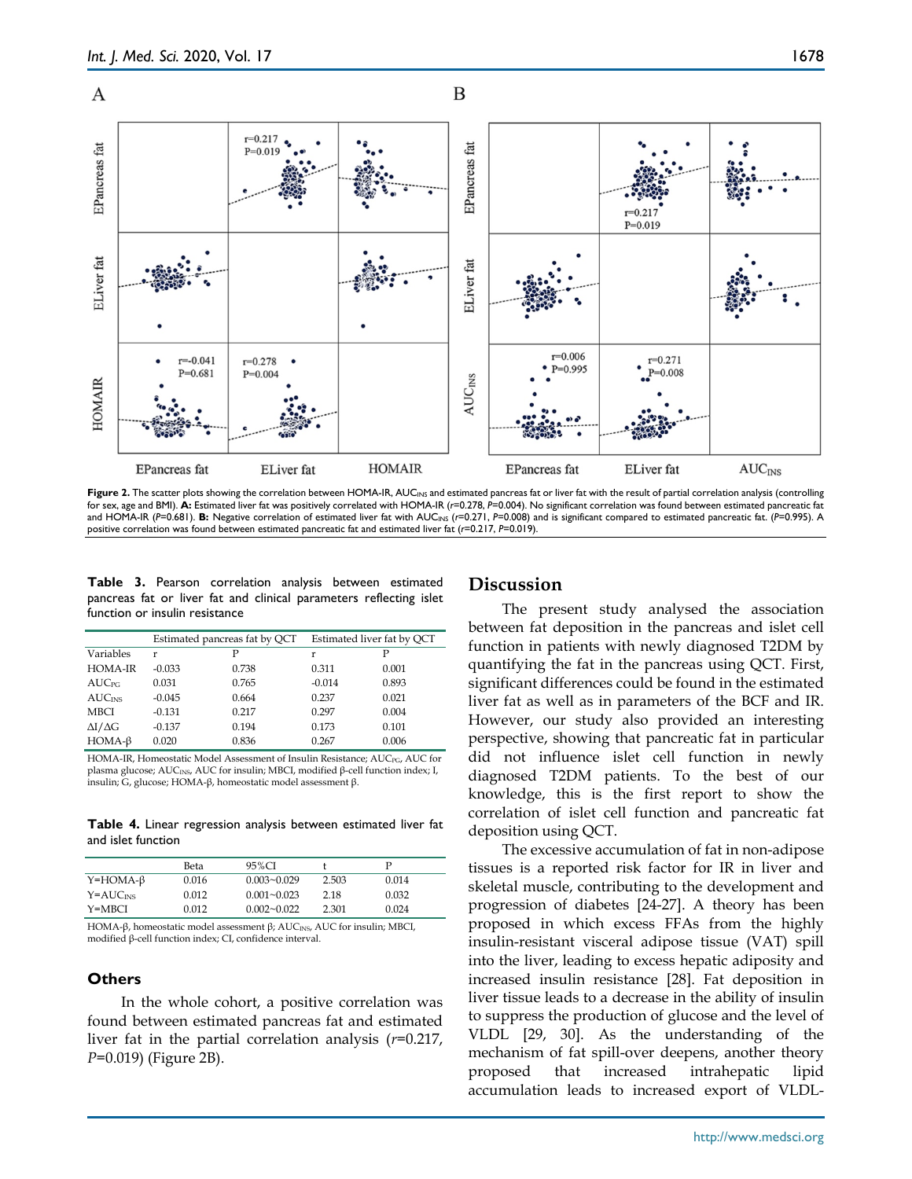Figure 2. The scatter plots showing the correlation between HOMA-IR, $AUC_{INS}$ and estimated pancreas fat or liver fat with the result of partial correlation analysis (controlling for sex, age and BMI). **A:** Estimated liver fat was positively correlated with HOMA-IR ($r$=0.278, $P$=0.004). No significant correlation was found between estimated pancreatic fat and HOMA-IR ($P$=0.681). **B:** Negative correlation of estimated liver fat with $AUC_{INS}$ ($r$=0.271, $P$=0.008) and is significant compared to estimated pancreatic fat. ($P$=0.995). A positive correlation was found between estimated pancreatic fat and estimated liver fat ($r$=0.217, $P$=0.019).

**Table 3.** Pearson correlation analysis between estimated pancreas fat or liver fat and clinical parameters reflecting islet function or insulin resistance

| | Estimated pancreas fat by QCT | | Estimated liver fat by QCT | |
|---|---|---|---|---|
| Variables | r | P | r | P |
| HOMA-IR | -0.033 | 0.738 | 0.311 | 0.001 |
| $AUC_{PG}$ | 0.031 | 0.765 | -0.014 | 0.893 |
| $AUC_{INS}$ | -0.045 | 0.664 | 0.237 | 0.021 |
| MBCI | -0.131 | 0.217 | 0.297 | 0.004 |
| ΔI/ΔG | -0.137 | 0.194 | 0.173 | 0.101 |
| HOMA-β | 0.020 | 0.836 | 0.267 | 0.006 |

HOMA-IR, Homeostatic Model Assessment of Insulin Resistance; $AUC_{PG}$, AUC for plasma glucose; $AUC_{INS}$, AUC for insulin; MBCI, modified β-cell function index; I, insulin; G, glucose; HOMA-β, homeostatic model assessment β.

**Table 4.** Linear regression analysis between estimated liver fat and islet function

| | Beta | 95%CI | t | P |
|---|---|---|---|---|
| Y=HOMA-β | 0.016 | 0.003~0.029 | 2.503 | 0.014 |
| Y=$AUC_{INS}$ | 0.012 | 0.001~0.023 | 2.18 | 0.032 |
| Y=MBCI | 0.012 | 0.002~0.022 | 2.301 | 0.024 |

HOMA-β, homeostatic model assessment β; $AUC_{INS}$, AUC for insulin; MBCI, modified β-cell function index; CI, confidence interval.

### Others

In the whole cohort, a positive correlation was found between estimated pancreas fat and estimated liver fat in the partial correlation analysis ($r$=0.217, $P$=0.019) (Figure 2B).

## Discussion

The present study analysed the association between fat deposition in the pancreas and islet cell function in patients with newly diagnosed T2DM by quantifying the fat in the pancreas using QCT. First, significant differences could be found in the estimated liver fat as well as in parameters of the BCF and IR. However, our study also provided an interesting perspective, showing that pancreatic fat in particular did not influence islet cell function in newly diagnosed T2DM patients. To the best of our knowledge, this is the first report to show the correlation of islet cell function and pancreatic fat deposition using QCT.

The excessive accumulation of fat in non-adipose tissues is a reported risk factor for IR in liver and skeletal muscle, contributing to the development and progression of diabetes [24-27]. A theory has been proposed in which excess FFAs from the highly insulin-resistant visceral adipose tissue (VAT) spill into the liver, leading to excess hepatic adiposity and increased insulin resistance [28]. Fat deposition in liver tissue leads to a decrease in the ability of insulin to suppress the production of glucose and the level of VLDL [29, 30]. As the understanding of the mechanism of fat spill-over deepens, another theory proposed that increased intrahepatic lipid accumulation leads to increased export of VLDL-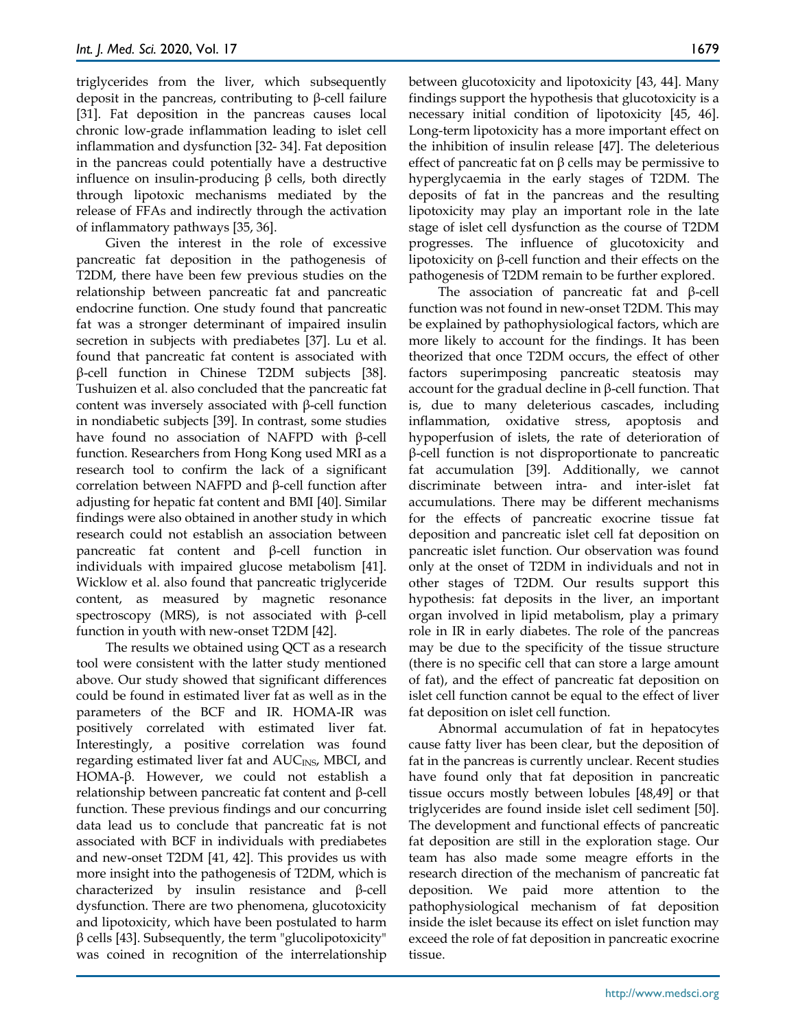triglycerides from the liver, which subsequently deposit in the pancreas, contributing to β-cell failure [31]. Fat deposition in the pancreas causes local chronic low-grade inflammation leading to islet cell inflammation and dysfunction [32- 34]. Fat deposition in the pancreas could potentially have a destructive influence on insulin-producing β cells, both directly through lipotoxic mechanisms mediated by the release of FFAs and indirectly through the activation of inflammatory pathways [35, 36].

Given the interest in the role of excessive pancreatic fat deposition in the pathogenesis of T2DM, there have been few previous studies on the relationship between pancreatic fat and pancreatic endocrine function. One study found that pancreatic fat was a stronger determinant of impaired insulin secretion in subjects with prediabetes [37]. Lu et al. found that pancreatic fat content is associated with β-cell function in Chinese T2DM subjects [38]. Tushuizen et al. also concluded that the pancreatic fat content was inversely associated with β-cell function in nondiabetic subjects [39]. In contrast, some studies have found no association of NAFPD with β-cell function. Researchers from Hong Kong used MRI as a research tool to confirm the lack of a significant correlation between NAFPD and β-cell function after adjusting for hepatic fat content and BMI [40]. Similar findings were also obtained in another study in which research could not establish an association between pancreatic fat content and β-cell function in individuals with impaired glucose metabolism [41]. Wicklow et al. also found that pancreatic triglyceride content, as measured by magnetic resonance spectroscopy (MRS), is not associated with β-cell function in youth with new-onset T2DM [42].

The results we obtained using QCT as a research tool were consistent with the latter study mentioned above. Our study showed that significant differences could be found in estimated liver fat as well as in the parameters of the BCF and IR. HOMA-IR was positively correlated with estimated liver fat. Interestingly, a positive correlation was found regarding estimated liver fat and $AUC_{INS}$, MBCI, and HOMA-β. However, we could not establish a relationship between pancreatic fat content and β-cell function. These previous findings and our concurring data lead us to conclude that pancreatic fat is not associated with BCF in individuals with prediabetes and new-onset T2DM [41, 42]. This provides us with more insight into the pathogenesis of T2DM, which is characterized by insulin resistance and β-cell dysfunction. There are two phenomena, glucotoxicity and lipotoxicity, which have been postulated to harm β cells [43]. Subsequently, the term "glucolipotoxicity" was coined in recognition of the interrelationship between glucotoxicity and lipotoxicity [43, 44]. Many findings support the hypothesis that glucotoxicity is a necessary initial condition of lipotoxicity [45, 46]. Long-term lipotoxicity has a more important effect on the inhibition of insulin release [47]. The deleterious effect of pancreatic fat on β cells may be permissive to hyperglycaemia in the early stages of T2DM. The deposits of fat in the pancreas and the resulting lipotoxicity may play an important role in the late stage of islet cell dysfunction as the course of T2DM progresses. The influence of glucotoxicity and lipotoxicity on β-cell function and their effects on the pathogenesis of T2DM remain to be further explored.

The association of pancreatic fat and β-cell function was not found in new-onset T2DM. This may be explained by pathophysiological factors, which are more likely to account for the findings. It has been theorized that once T2DM occurs, the effect of other factors superimposing pancreatic steatosis may account for the gradual decline in β-cell function. That is, due to many deleterious cascades, including inflammation, oxidative stress, apoptosis and hypoperfusion of islets, the rate of deterioration of β-cell function is not disproportionate to pancreatic fat accumulation [39]. Additionally, we cannot discriminate between intra- and inter-islet fat accumulations. There may be different mechanisms for the effects of pancreatic exocrine tissue fat deposition and pancreatic islet cell fat deposition on pancreatic islet function. Our observation was found only at the onset of T2DM in individuals and not in other stages of T2DM. Our results support this hypothesis: fat deposits in the liver, an important organ involved in lipid metabolism, play a primary role in IR in early diabetes. The role of the pancreas may be due to the specificity of the tissue structure (there is no specific cell that can store a large amount of fat), and the effect of pancreatic fat deposition on islet cell function cannot be equal to the effect of liver fat deposition on islet cell function.

Abnormal accumulation of fat in hepatocytes cause fatty liver has been clear, but the deposition of fat in the pancreas is currently unclear. Recent studies have found only that fat deposition in pancreatic tissue occurs mostly between lobules [48,49] or that triglycerides are found inside islet cell sediment [50]. The development and functional effects of pancreatic fat deposition are still in the exploration stage. Our team has also made some meagre efforts in the research direction of the mechanism of pancreatic fat deposition. We paid more attention to the pathophysiological mechanism of fat deposition inside the islet because its effect on islet function may exceed the role of fat deposition in pancreatic exocrine tissue.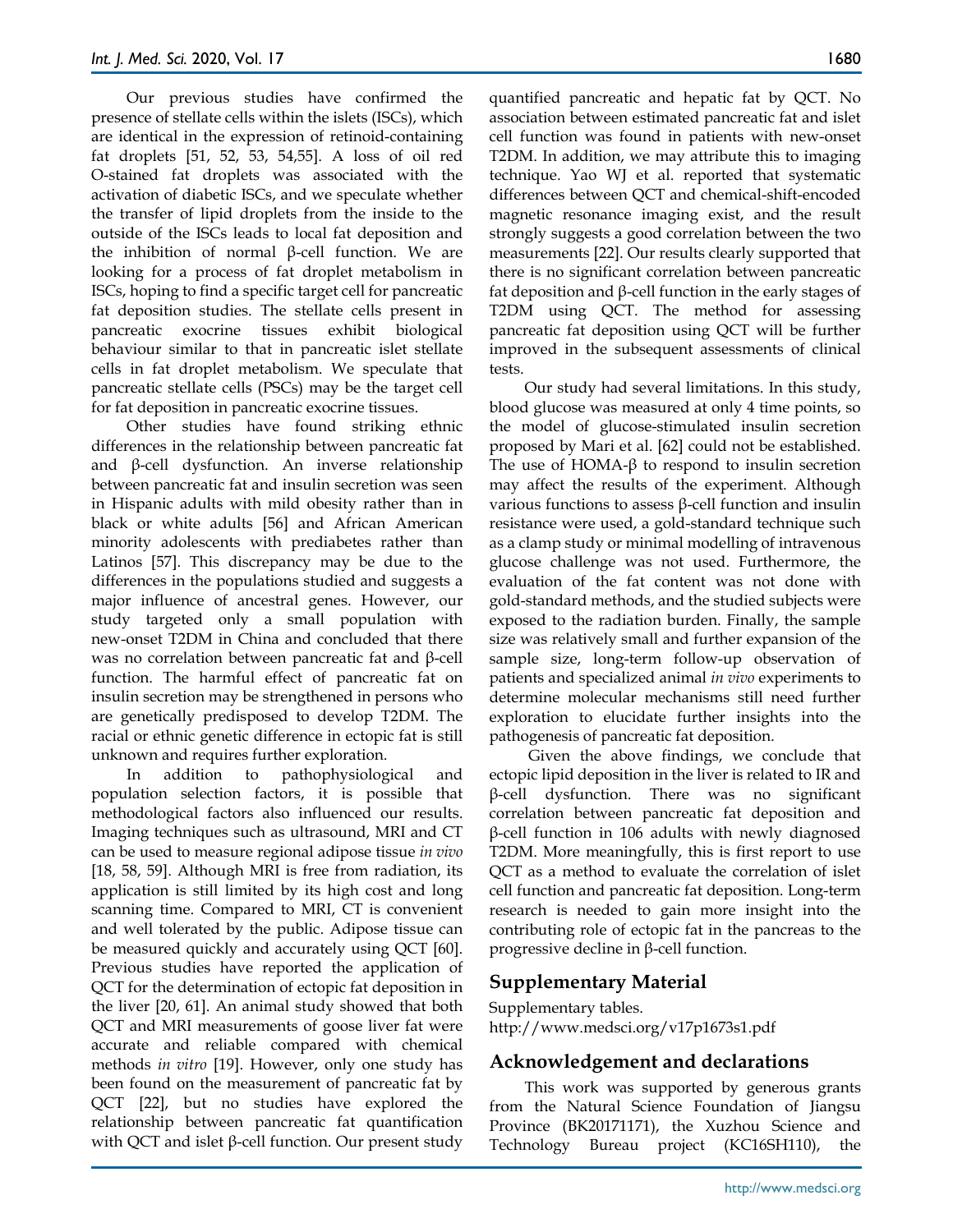Our previous studies have confirmed the presence of stellate cells within the islets (ISCs), which are identical in the expression of retinoid-containing fat droplets [51, 52, 53, 54,55]. A loss of oil red O-stained fat droplets was associated with the activation of diabetic ISCs, and we speculate whether the transfer of lipid droplets from the inside to the outside of the ISCs leads to local fat deposition and the inhibition of normal β-cell function. We are looking for a process of fat droplet metabolism in ISCs, hoping to find a specific target cell for pancreatic fat deposition studies. The stellate cells present in pancreatic exocrine tissues exhibit biological behaviour similar to that in pancreatic islet stellate cells in fat droplet metabolism. We speculate that pancreatic stellate cells (PSCs) may be the target cell for fat deposition in pancreatic exocrine tissues.

Other studies have found striking ethnic differences in the relationship between pancreatic fat and β-cell dysfunction. An inverse relationship between pancreatic fat and insulin secretion was seen in Hispanic adults with mild obesity rather than in black or white adults [56] and African American minority adolescents with prediabetes rather than Latinos [57]. This discrepancy may be due to the differences in the populations studied and suggests a major influence of ancestral genes. However, our study targeted only a small population with new-onset T2DM in China and concluded that there was no correlation between pancreatic fat and β-cell function. The harmful effect of pancreatic fat on insulin secretion may be strengthened in persons who are genetically predisposed to develop T2DM. The racial or ethnic genetic difference in ectopic fat is still unknown and requires further exploration.

In addition to pathophysiological and population selection factors, it is possible that methodological factors also influenced our results. Imaging techniques such as ultrasound, MRI and CT can be used to measure regional adipose tissue *in vivo* [18, 58, 59]. Although MRI is free from radiation, its application is still limited by its high cost and long scanning time. Compared to MRI, CT is convenient and well tolerated by the public. Adipose tissue can be measured quickly and accurately using QCT [60]. Previous studies have reported the application of QCT for the determination of ectopic fat deposition in the liver [20, 61]. An animal study showed that both QCT and MRI measurements of goose liver fat were accurate and reliable compared with chemical methods *in vitro* [19]. However, only one study has been found on the measurement of pancreatic fat by QCT [22], but no studies have explored the relationship between pancreatic fat quantification with QCT and islet β-cell function. Our present study quantified pancreatic and hepatic fat by QCT. No association between estimated pancreatic fat and islet cell function was found in patients with new-onset T2DM. In addition, we may attribute this to imaging technique. Yao WJ et al. reported that systematic differences between QCT and chemical-shift-encoded magnetic resonance imaging exist, and the result strongly suggests a good correlation between the two measurements [22]. Our results clearly supported that there is no significant correlation between pancreatic fat deposition and β-cell function in the early stages of T2DM using QCT. The method for assessing pancreatic fat deposition using QCT will be further improved in the subsequent assessments of clinical tests.

Our study had several limitations. In this study, blood glucose was measured at only 4 time points, so the model of glucose-stimulated insulin secretion proposed by Mari et al. [62] could not be established. The use of HOMA-β to respond to insulin secretion may affect the results of the experiment. Although various functions to assess β-cell function and insulin resistance were used, a gold-standard technique such as a clamp study or minimal modelling of intravenous glucose challenge was not used. Furthermore, the evaluation of the fat content was not done with gold-standard methods, and the studied subjects were exposed to the radiation burden. Finally, the sample size was relatively small and further expansion of the sample size, long-term follow-up observation of patients and specialized animal *in vivo* experiments to determine molecular mechanisms still need further exploration to elucidate further insights into the pathogenesis of pancreatic fat deposition.

Given the above findings, we conclude that ectopic lipid deposition in the liver is related to IR and β-cell dysfunction. There was no significant correlation between pancreatic fat deposition and β-cell function in 106 adults with newly diagnosed T2DM. More meaningfully, this is first report to use QCT as a method to evaluate the correlation of islet cell function and pancreatic fat deposition. Long-term research is needed to gain more insight into the contributing role of ectopic fat in the pancreas to the progressive decline in β-cell function.

## Supplementary Material

Supplementary tables.
http://www.medsci.org/v17p1673s1.pdf

## Acknowledgement and declarations

This work was supported by generous grants from the Natural Science Foundation of Jiangsu Province (BK20171171), the Xuzhou Science and Technology Bureau project (KC16SH110), the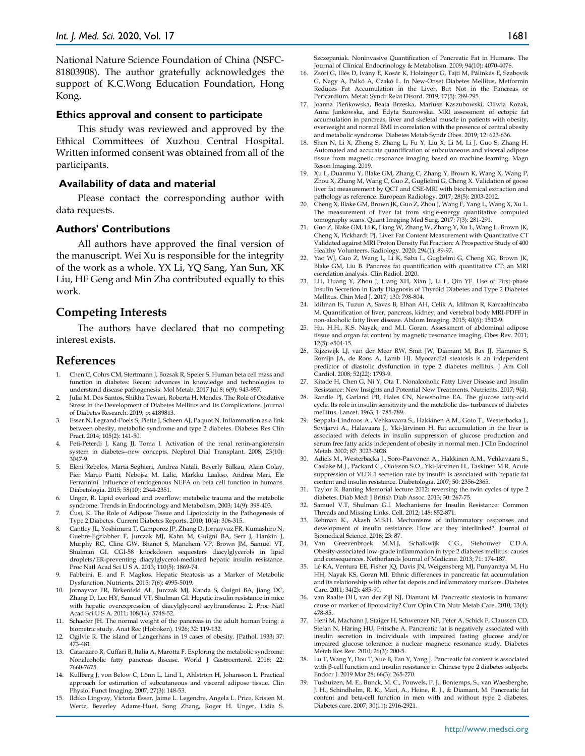National Nature Science Foundation of China (NSFC-81803908). The author gratefully acknowledges the support of K.C.Wong Education Foundation, Hong Kong.

### Ethics approval and consent to participate

This study was reviewed and approved by the Ethical Committees of Xuzhou Central Hospital. Written informed consent was obtained from all of the participants.

### Availability of data and material

Please contact the corresponding author with data requests.

### Authors' Contributions

All authors have approved the final version of the manuscript. Wei Xu is responsible for the integrity of the work as a whole. YX Li, YQ Sang, Yan Sun, XK Liu, HF Geng and Min Zha contributed equally to this work.

## Competing Interests

The authors have declared that no competing interest exists.

## References

1. Chen C, Cohrs CM, Stertmann J, Bozsak R, Speier S. Human beta cell mass and function in diabetes: Recent advances in knowledge and technologies to understand disease pathogenesis. Mol Metab. 2017 Jul 8; 6(9): 943-957.
2. Julia M. Dos Santos, Shikha Tewari, Roberta H. Mendes. The Role of Oxidative Stress in the Development of Diabetes Mellitus and Its Complications. Journal of Diabetes Research. 2019; p: 4189813.
3. Esser N, Legrand-Poels S, Piette J, Scheen AJ, Paquot N. Inflammation as a link between obesity, metabolic syndrome and type 2 diabetes. Diabetes Res Clin Pract. 2014; 105(2): 141-50.
4. Peti-Peterdi J, Kang JJ, Toma I. Activation of the renal renin-angiotensin system in diabetes--new concepts. Nephrol Dial Transplant. 2008; 23(10): 3047-9.
5. Eleni Rebelos, Marta Seghieri, Andrea Natali, Beverly Balkau, Alain Golay, Pier Marco Piatti, Nebojsa M. Lalic, Markku Laakso, Andrea Mari, Ele Ferrannini. Influence of endogenous NEFA on beta cell function in humans. Diabetologia. 2015; 58(10): 2344-2351.
6. Unger, R. Lipid overload and overflow: metabolic trauma and the metabolic syndrome. Trends in Endocrinology and Metabolism. 2003; 14(9): 398-403.
7. Cusi, K. The Role of Adipose Tissue and Lipotoxicity in the Pathogenesis of Type 2 Diabetes. Current Diabetes Reports. 2010; 10(4): 306-315.
8. Cantley JL, Yoshimura T, Camporez JP, Zhang D, Jornayvaz FR, Kumashiro N, Guebre-Egziabher F, Jurczak MJ, Kahn M, Guigni BA, Serr J, Hankin J, Murphy RC, Cline GW, Bhanot S, Manchem VP, Brown JM, Samuel VT, Shulman GI. CGI-58 knockdown sequesters diacylglycerols in lipid droplets/ER-preventing diacylglycerol-mediated hepatic insulin resistance. Proc Natl Acad Sci U S A. 2013; 110(5): 1869-74.
9. Fabbrini, E. and F. Magkos. Hepatic Steatosis as a Marker of Metabolic Dysfunction. Nutrients. 2015; 7(6): 4995-5019.
10. Jornayvaz FR, Birkenfeld AL, Jurczak MJ, Kanda S, Guigni BA, Jiang DC, Zhang D, Lee HY, Samuel VT, Shulman GI. Hepatic insulin resistance in mice with hepatic overexpression of diacylglycerol acyltransferase 2. Proc Natl Acad Sci U S A. 2011; 108(14): 5748-52.
11. Schaefer JH. The normal weight of the pancreas in the adult human being: a biometric study. Anat Rec (Hoboken). 1926; 32: 119-132.
12. Ogilvie R. The island of Langerhans in 19 cases of obesity. JPathol. 1933; 37: 473-481.
13. Catanzaro R, Cuffari B, Italia A, Marotta F. Exploring the metabolic syndrome: Nonalcoholic fatty pancreas disease. World J Gastroenterol. 2016; 22: 7660-7675.
14. Kullberg J, von Below C, Lönn L, Lind L, Ahlström H, Johansson L. Practical approach for estimation of subcutaneous and visceral adipose tissue. Clin Physiol Funct Imaging. 2007; 27(3): 148-53.
15. Ildiko Lingvay, Victoria Esser, Jaime L. Legendre, Angela L. Price, Kristen M. Wertz, Beverley Adams-Huet, Song Zhang, Roger H. Unger, Lidia S. Szczepaniak. Noninvasive Quantification of Pancreatic Fat in Humans. The Journal of Clinical Endocrinology & Metabolism. 2009; 94(10): 4070-4076.
16. Zsóri G, Illés D, Ivány E, Kosár K, Holzinger G, Tajti M, Pálinkás E, Szabovik G, Nagy A, Palkó A, Czakó L. In New-Onset Diabetes Mellitus, Metformin Reduces Fat Accumulation in the Liver, But Not in the Pancreas or Pericardium. Metab Syndr Relat Disord. 2019; 17(5): 289-295.
17. Joanna Pieńkowska, Beata Brzeska, Mariusz Kaszubowski, Oliwia Kozak, Anna Jankowska, and Edyta Szurowska. MRI assessment of ectopic fat accumulation in pancreas, liver and skeletal muscle in patients with obesity, overweight and normal BMI in correlation with the presence of central obesity and metabolic syndrome. Diabetes Metab Syndr Obes. 2019; 12: 623-636.
18. Shen N, Li X, Zheng S, Zhang L, Fu Y, Liu X, Li M, Li J, Guo S, Zhang H. Automated and accurate quantification of subcutaneous and visceral adipose tissue from magnetic resonance imaging based on machine learning. Magn Reson Imaging. 2019.
19. Xu L, Duanmu Y, Blake GM, Zhang C, Zhang Y, Brown K, Wang X, Wang P, Zhou X, Zhang M, Wang C, Guo Z, Guglielmi G, Cheng X. Validation of goose liver fat measurement by QCT and CSE-MRI with biochemical extraction and pathology as reference. European Radiology. 2017; 28(5): 2003-2012.
20. Cheng X, Blake GM, Brown JK, Guo Z, Zhou J, Wang F, Yang L, Wang X, Xu L. The measurement of liver fat from single-energy quantitative computed tomography scans. Quant Imaging Med Surg. 2017; 7(3): 281-291.
21. Guo Z, Blake GM, Li K, Liang W, Zhang W, Zhang Y, Xu L, Wang L, Brown JK, Cheng X, Pickhardt PJ. Liver Fat Content Measurement with Quantitative CT Validated against MRI Proton Density Fat Fraction: A Prospective Study of 400 Healthy Volunteers. Radiology. 2020; 294(1): 89-97.
22. Yao WJ, Guo Z, Wang L, Li K, Saba L, Guglielmi G, Cheng XG, Brown JK, Blake GM, Liu B. Pancreas fat quantification with quantitative CT: an MRI correlation analysis. Clin Radiol. 2020.
23. LH, Huang Y, Zhou J, Liang XH, Xian J, Li L, Qin YF. Use of First-phase Insulin Secretion in Early Diagnosis of Thyroid Diabetes and Type 2 Diabetes Mellitus. Chin Med J. 2017; 130: 798-804.
24. Idilman IS, Tuzun A, Savas B, Elhan AH, Celik A, Idilman R, Karcaaltincaba M. Quantification of liver, pancreas, kidney, and vertebral body MRI-PDFF in non-alcoholic fatty liver disease. Abdom Imaging. 2015; 40(6): 1512-9.
25. Hu, H.H., K.S. Nayak, and M.I. Goran. Assessment of abdominal adipose tissue and organ fat content by magnetic resonance imaging. Obes Rev. 2011; 12(5): e504-15.
26. Rijzewijk LJ, van der Meer RW, Smit JW, Diamant M, Bax JJ, Hammer S, Romijn JA, de Roos A, Lamb HJ. Myocardial steatosis is an independent predictor of diastolic dysfunction in type 2 diabetes mellitus. J Am Coll Cardiol. 2008; 52(22): 1793-9.
27. Kitade H, Chen G, Ni Y, Ota T. Nonalcoholic Fatty Liver Disease and Insulin Resistance: New Insights and Potential New Treatments. Nutrients. 2017; 9(4).
28. Randle PJ, Garland PB, Hales CN, Newsholme EA. The glucose fatty-acid cycle. Its role in insulin sensitivity and the metabolic dis- turbances of diabetes mellitus. Lancet. 1963; 1: 785-789.
29. Seppala-Lindroos A., Vehkavaara S., Hakkinen A.M., Goto T., Westerbacka J., Sovijarvi A., Halavaara J., Yki-Järvinen H. Fat accumulation in the liver is associated with defects in insulin suppression of glucose production and serum free fatty acids independent of obesity in normal men. J Clin Endocrinol Metab. 2002; 87: 3023-3028.
30. Adiels M., Westerbacka J., Soro-Paavonen A., Hakkinen A.M., Vehkavaara S., Caslake M.J., Packard C., Olofsson S.O., Yki-Järvinen H., Taskinen M.R. Acute suppression of VLDL1 secretion rate by insulin is associated with hepatic fat content and insulin resistance. Diabetologia. 2007; 50: 2356-2365.
31. Taylor R. Banting Memorial lecture 2012: reversing the twin cycles of type 2 diabetes. Diab Med: J British Diab Assoc. 2013; 30: 267-75.
32. Samuel V.T, Shulman G.I. Mechanisms for Insulin Resistance: Common Threads and Missing Links. Cell. 2012; 148: 852-871.
33. Rehman K., Akash M.S.H. Mechanisms of inflammatory responses and development of insulin resistance: How are they interlinked?. Journal of Biomedical Science. 2016; 23: 87.
34. Van Greevenbroek M.M.J, Schalkwijk C.G., Stehouwer C.D.A. Obesity-associated low-grade inflammation in type 2 diabetes mellitus: causes and consequences. Netherlands Journal of Medicine. 2013; 71: 174-187.
35. Lê KA, Ventura EE, Fisher JQ, Davis JN, Weigensberg MJ, Punyanitya M, Hu HH, Nayak KS, Goran MI. Ethnic differences in pancreatic fat accumulation and its relationship with other fat depots and inflammatory markers. Diabetes Care. 2011; 34(2): 485-90.
36. van Raalte DH, van der Zijl NJ, Diamant M. Pancreatic steatosis in humans: cause or marker of lipotoxicity? Curr Opin Clin Nutr Metab Care. 2010; 13(4): 478-85.
37. Heni M, Machann J, Staiger H, Schwenzer NF, Peter A, Schick F, Claussen CD, Stefan N, Häring HU, Fritsche A. Pancreatic fat is negatively associated with insulin secretion in individuals with impaired fasting glucose and/or impaired glucose tolerance: a nuclear magnetic resonance study. Diabetes Metab Res Rev. 2010; 26(3): 200-5.
38. Lu T, Wang Y, Dou T, Xue B, Tan Y, Yang J. Pancreatic fat content is associated with β-cell function and insulin resistance in Chinese type 2 diabetes subjects. Endocr J. 2019 Mar 28; 66(3): 265-270.
39. Tushuizen, M. E., Bunck, M. C., Pouwels, P. J., Bontemps, S., van Waesberghe, J. H., Schindhelm, R. K., Mari, A., Heine, R. J., & Diamant, M. Pancreatic fat content and beta-cell function in men with and without type 2 diabetes. Diabetes care. 2007; 30(11): 2916-2921.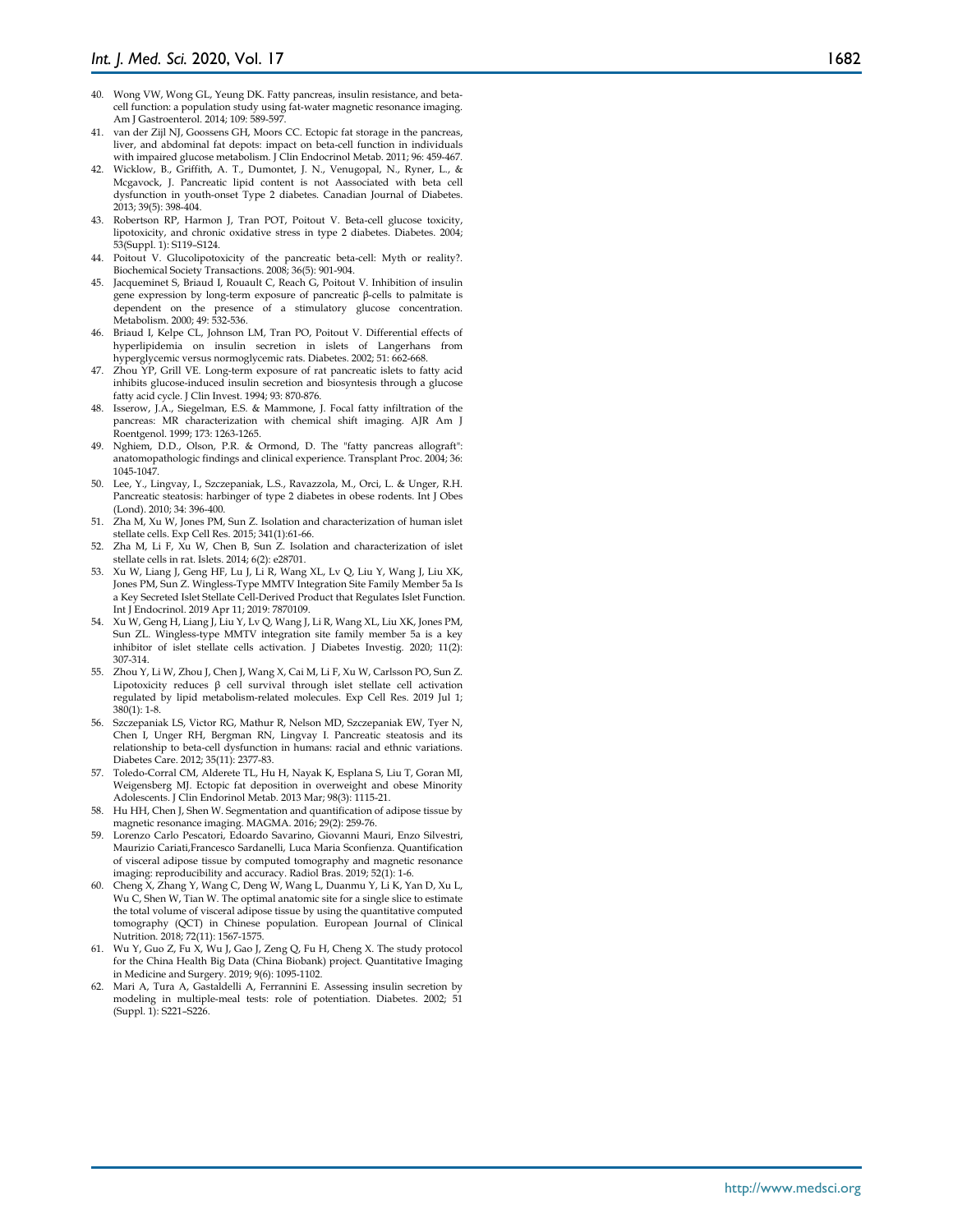40. Wong VW, Wong GL, Yeung DK. Fatty pancreas, insulin resistance, and beta-cell function: a population study using fat-water magnetic resonance imaging. Am J Gastroenterol. 2014; 109: 589-597.
41. van der Zijl NJ, Goossens GH, Moors CC. Ectopic fat storage in the pancreas, liver, and abdominal fat depots: impact on beta-cell function in individuals with impaired glucose metabolism. J Clin Endocrinol Metab. 2011; 96: 459-467.
42. Wicklow, B., Griffith, A. T., Dumontet, J. N., Venugopal, N., Ryner, L., & Mcgavock, J. Pancreatic lipid content is not Aassociated with beta cell dysfunction in youth-onset Type 2 diabetes. Canadian Journal of Diabetes. 2013; 39(5): 398-404.
43. Robertson RP, Harmon J, Tran POT, Poitout V. Beta-cell glucose toxicity, lipotoxicity, and chronic oxidative stress in type 2 diabetes. Diabetes. 2004; 53(Suppl. 1): S119–S124.
44. Poitout V. Glucolipotoxicity of the pancreatic beta-cell: Myth or reality?. Biochemical Society Transactions. 2008; 36(5): 901-904.
45. Jacqueminet S, Briaud I, Rouault C, Reach G, Poitout V. Inhibition of insulin gene expression by long-term exposure of pancreatic β-cells to palmitate is dependent on the presence of a stimulatory glucose concentration. Metabolism. 2000; 49: 532-536.
46. Briaud I, Kelpe CL, Johnson LM, Tran PO, Poitout V. Differential effects of hyperlipidemia on insulin secretion in islets of Langerhans from hyperglycemic versus normoglycemic rats. Diabetes. 2002; 51: 662-668.
47. Zhou YP, Grill VE. Long-term exposure of rat pancreatic islets to fatty acid inhibits glucose-induced insulin secretion and biosynthesis through a glucose fatty acid cycle. J Clin Invest. 1994; 93: 870-876.
48. Isserow, J.A., Siegelman, E.S. & Mammone, J. Focal fatty infiltration of the pancreas: MR characterization with chemical shift imaging. AJR Am J Roentgenol. 1999; 173: 1263-1265.
49. Nghiem, D.D., Olson, P.R. & Ormond, D. The "fatty pancreas allograft": anatomopathologic findings and clinical experience. Transplant Proc. 2004; 36: 1045-1047.
50. Lee, Y., Lingvay, I., Szczepaniak, L.S., Ravazzola, M., Orci, L. & Unger, R.H. Pancreatic steatosis: harbinger of type 2 diabetes in obese rodents. Int J Obes (Lond). 2010; 34: 396-400.
51. Zha M, Xu W, Jones PM, Sun Z. Isolation and characterization of human islet stellate cells. Exp Cell Res. 2015; 341(1):61-66.
52. Zha M, Li F, Xu W, Chen B, Sun Z. Isolation and characterization of islet stellate cells in rat. Islets. 2014; 6(2): e28701.
53. Xu W, Liang J, Geng HF, Lu J, Li R, Wang XL, Lv Q, Liu Y, Wang J, Liu XK, Jones PM, Sun Z. Wingless-Type MMTV Integration Site Family Member 5a Is a Key Secreted Islet Stellate Cell-Derived Product that Regulates Islet Function. Int J Endocrinol. 2019 Apr 11; 2019: 7870109.
54. Xu W, Geng H, Liang J, Liu Y, Lv Q, Wang J, Li R, Wang XL, Liu XK, Jones PM, Sun ZL. Wingless-type MMTV integration site family member 5a is a key inhibitor of islet stellate cells activation. J Diabetes Investig. 2020; 11(2): 307-314.
55. Zhou Y, Li W, Zhou J, Chen J, Wang X, Cai M, Li F, Xu W, Carlsson PO, Sun Z. Lipotoxicity reduces β cell survival through islet stellate cell activation regulated by lipid metabolism-related molecules. Exp Cell Res. 2019 Jul 1; 380(1): 1-8.
56. Szczepaniak LS, Victor RG, Mathur R, Nelson MD, Szczepaniak EW, Tyer N, Chen I, Unger RH, Bergman RN, Lingvay I. Pancreatic steatosis and its relationship to beta-cell dysfunction in humans: racial and ethnic variations. Diabetes Care. 2012; 35(11): 2377-83.
57. Toledo-Corral CM, Alderete TL, Hu H, Nayak K, Esplana S, Liu T, Goran MI, Weigensberg MJ. Ectopic fat deposition in overweight and obese Minority Adolescents. J Clin Endorinol Metab. 2013 Mar; 98(3): 1115-21.
58. Hu HH, Chen J, Shen W. Segmentation and quantification of adipose tissue by magnetic resonance imaging. MAGMA. 2016; 29(2): 259-76.
59. Lorenzo Carlo Pescatori, Edoardo Savarino, Giovanni Mauri, Enzo Silvestri, Maurizio Cariati,Francesco Sardanelli, Luca Maria Sconfienza. Quantification of visceral adipose tissue by computed tomography and magnetic resonance imaging: reproducibility and accuracy. Radiol Bras. 2019; 52(1): 1-6.
60. Cheng X, Zhang Y, Wang C, Deng W, Wang L, Duanmu Y, Li K, Yan D, Xu L, Wu C, Shen W, Tian W. The optimal anatomic site for a single slice to estimate the total volume of visceral adipose tissue by using the quantitative computed tomography (QCT) in Chinese population. European Journal of Clinical Nutrition. 2018; 72(11): 1567-1575.
61. Wu Y, Guo Z, Fu X, Wu J, Gao J, Zeng Q, Fu H, Cheng X. The study protocol for the China Health Big Data (China Biobank) project. Quantitative Imaging in Medicine and Surgery. 2019; 9(6): 1095-1102.
62. Mari A, Tura A, Gastaldelli A, Ferrannini E. Assessing insulin secretion by modeling in multiple-meal tests: role of potentiation. Diabetes. 2002; 51 (Suppl. 1): S221–S226.